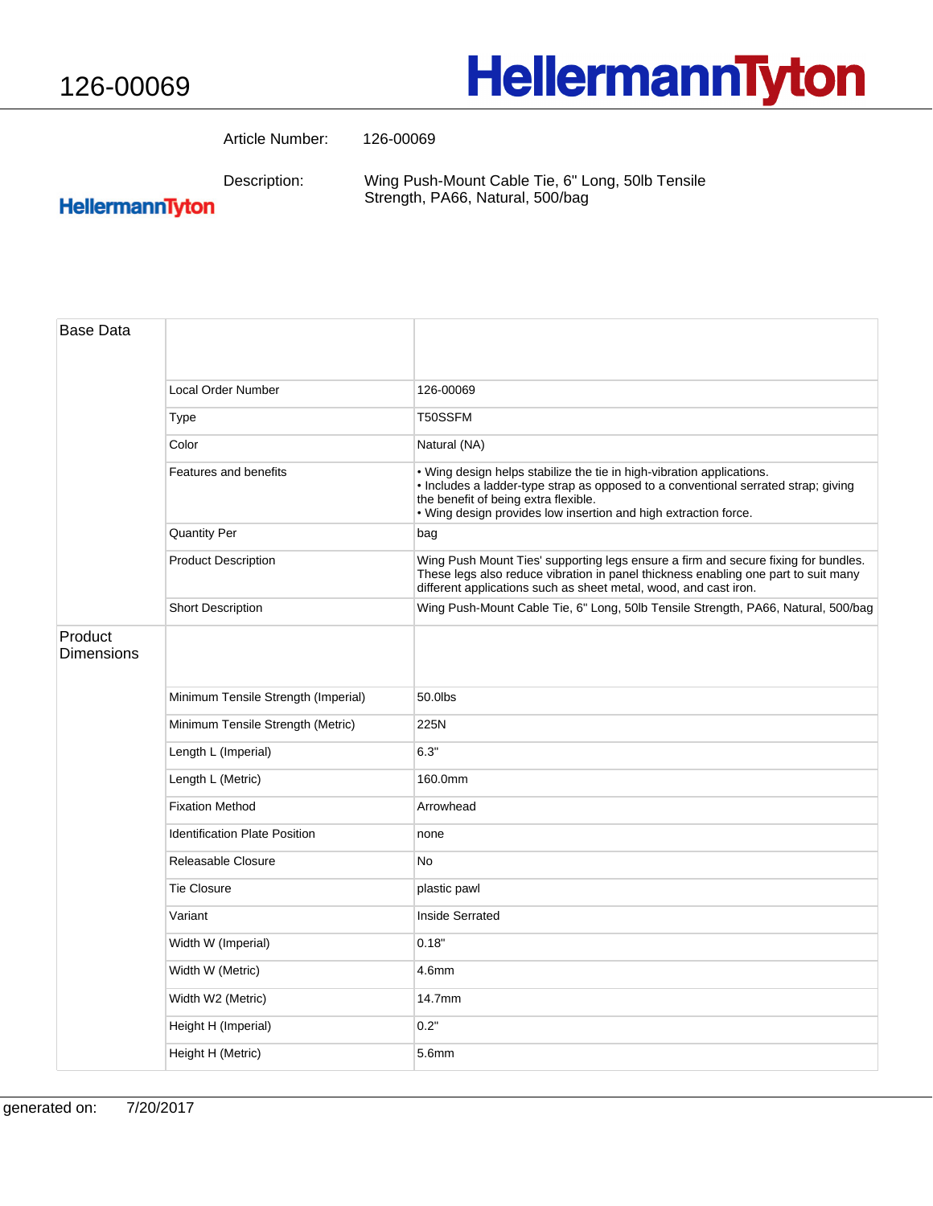# 126-00069

HellermannTyton

| | |
|---|---|
| Article Number: | 126-00069 |
| Description: | Wing Push-Mount Cable Tie, 6" Long, 50lb Tensile Strength, PA66, Natural, 500/bag |

| | | |
|---|---|---|
| Base Data | | |
| | Local Order Number | 126-00069 |
| | Type | T50SSFM |
| | Color | Natural (NA) |
| | Features and benefits | • Wing design helps stabilize the tie in high-vibration applications.<br>• Includes a ladder-type strap as opposed to a conventional serrated strap; giving the benefit of being extra flexible.<br>• Wing design provides low insertion and high extraction force. |
| | Quantity Per | bag |
| | Product Description | Wing Push Mount Ties' supporting legs ensure a firm and secure fixing for bundles. These legs also reduce vibration in panel thickness enabling one part to suit many different applications such as sheet metal, wood, and cast iron. |
| | Short Description | Wing Push-Mount Cable Tie, 6" Long, 50lb Tensile Strength, PA66, Natural, 500/bag |
| Product Dimensions | | |
| | Minimum Tensile Strength (Imperial) | 50.0lbs |
| | Minimum Tensile Strength (Metric) | 225N |
| | Length L (Imperial) | 6.3" |
| | Length L (Metric) | 160.0mm |
| | Fixation Method | Arrowhead |
| | Identification Plate Position | none |
| | Releasable Closure | No |
| | Tie Closure | plastic pawl |
| | Variant | Inside Serrated |
| | Width W (Imperial) | 0.18" |
| | Width W (Metric) | 4.6mm |
| | Width W2 (Metric) | 14.7mm |
| | Height H (Imperial) | 0.2" |
| | Height H (Metric) | 5.6mm |

generated on: 7/20/2017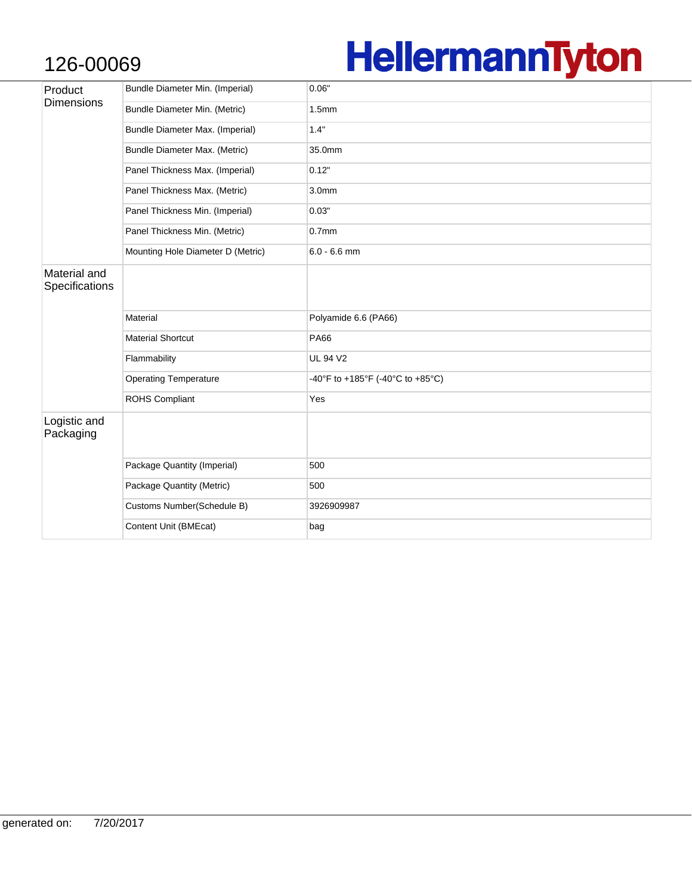126-00069

HellermannTyton

| | | |
|---|---|---|
| Product Dimensions | Bundle Diameter Min. (Imperial) | 0.06" |
| | Bundle Diameter Min. (Metric) | 1.5mm |
| | Bundle Diameter Max. (Imperial) | 1.4" |
| | Bundle Diameter Max. (Metric) | 35.0mm |
| | Panel Thickness Max. (Imperial) | 0.12" |
| | Panel Thickness Max. (Metric) | 3.0mm |
| | Panel Thickness Min. (Imperial) | 0.03" |
| | Panel Thickness Min. (Metric) | 0.7mm |
| | Mounting Hole Diameter D (Metric) | 6.0 - 6.6 mm |
| Material and Specifications | | |
| | Material | Polyamide 6.6 (PA66) |
| | Material Shortcut | PA66 |
| | Flammability | UL 94 V2 |
| | Operating Temperature | -40°F to +185°F (-40°C to +85°C) |
| | ROHS Compliant | Yes |
| Logistic and Packaging | | |
| | Package Quantity (Imperial) | 500 |
| | Package Quantity (Metric) | 500 |
| | Customs Number(Schedule B) | 3926909987 |
| | Content Unit (BMEcat) | bag |

generated on: 7/20/2017